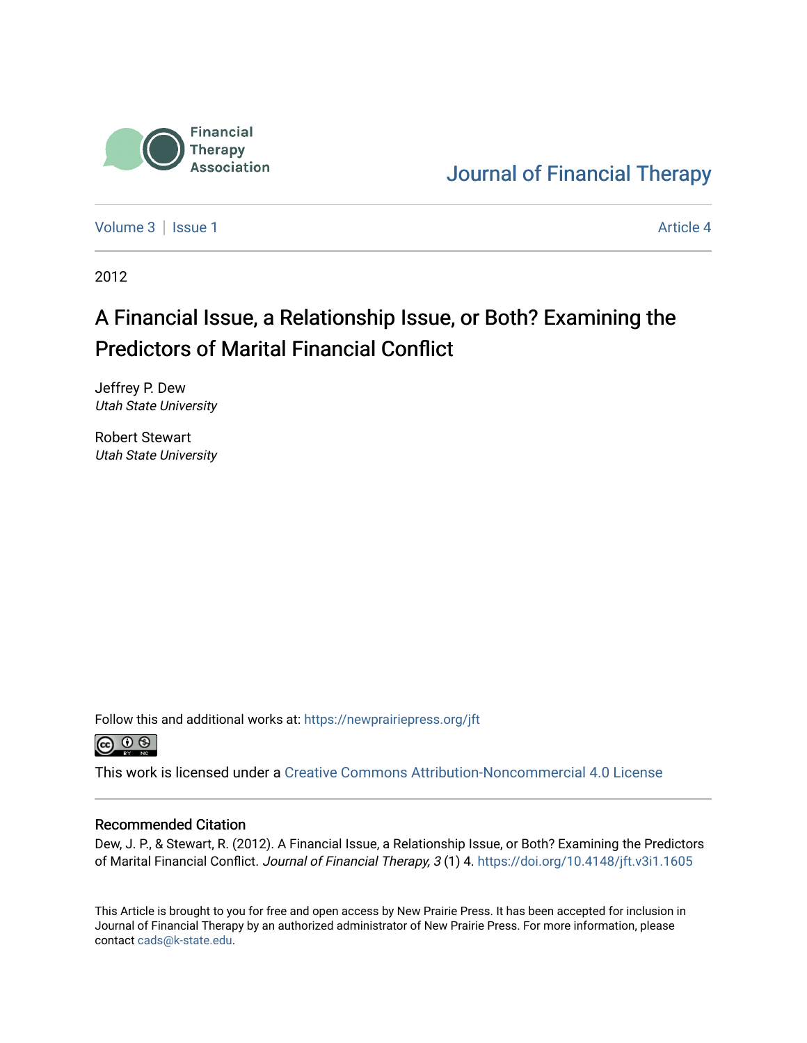Financial Therapy Association

Journal of Financial Therapy

Volume 3 | Issue 1 — Article 4

2012

# A Financial Issue, a Relationship Issue, or Both? Examining the Predictors of Marital Financial Conflict

Jeffrey P. Dew
*Utah State University*

Robert Stewart
*Utah State University*

Follow this and additional works at: https://newprairiepress.org/jft

This work is licensed under a Creative Commons Attribution-Noncommercial 4.0 License

## Recommended Citation

Dew, J. P., & Stewart, R. (2012). A Financial Issue, a Relationship Issue, or Both? Examining the Predictors of Marital Financial Conflict. *Journal of Financial Therapy, 3* (1) 4. https://doi.org/10.4148/jft.v3i1.1605

This Article is brought to you for free and open access by New Prairie Press. It has been accepted for inclusion in Journal of Financial Therapy by an authorized administrator of New Prairie Press. For more information, please contact cads@k-state.edu.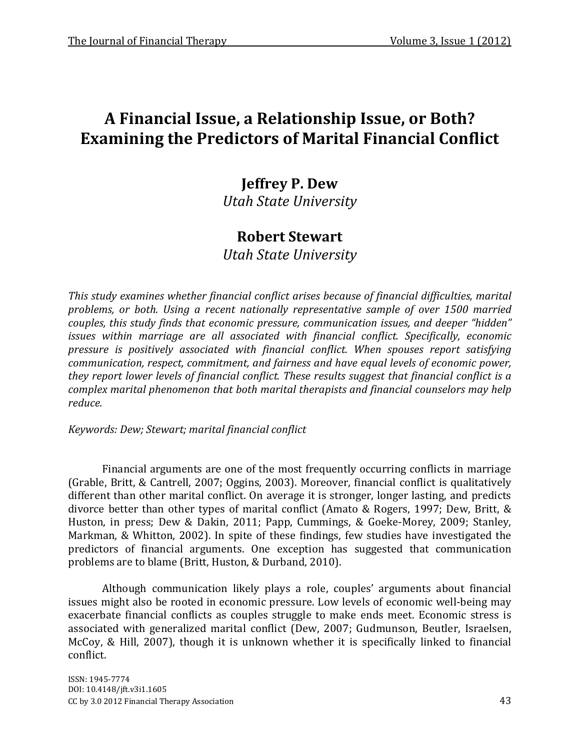# A Financial Issue, a Relationship Issue, or Both? Examining the Predictors of Marital Financial Conflict

**Jeffrey P. Dew**
*Utah State University*

**Robert Stewart**
*Utah State University*

*This study examines whether financial conflict arises because of financial difficulties, marital problems, or both. Using a recent nationally representative sample of over 1500 married couples, this study finds that economic pressure, communication issues, and deeper "hidden" issues within marriage are all associated with financial conflict. Specifically, economic pressure is positively associated with financial conflict. When spouses report satisfying communication, respect, commitment, and fairness and have equal levels of economic power, they report lower levels of financial conflict. These results suggest that financial conflict is a complex marital phenomenon that both marital therapists and financial counselors may help reduce.*

*Keywords: Dew; Stewart; marital financial conflict*

Financial arguments are one of the most frequently occurring conflicts in marriage (Grable, Britt, & Cantrell, 2007; Oggins, 2003). Moreover, financial conflict is qualitatively different than other marital conflict. On average it is stronger, longer lasting, and predicts divorce better than other types of marital conflict (Amato & Rogers, 1997; Dew, Britt, & Huston, in press; Dew & Dakin, 2011; Papp, Cummings, & Goeke-Morey, 2009; Stanley, Markman, & Whitton, 2002). In spite of these findings, few studies have investigated the predictors of financial arguments. One exception has suggested that communication problems are to blame (Britt, Huston, & Durband, 2010).

Although communication likely plays a role, couples' arguments about financial issues might also be rooted in economic pressure. Low levels of economic well-being may exacerbate financial conflicts as couples struggle to make ends meet. Economic stress is associated with generalized marital conflict (Dew, 2007; Gudmunson, Beutler, Israelsen, McCoy, & Hill, 2007), though it is unknown whether it is specifically linked to financial conflict.

ISSN: 1945-7774
DOI: 10.4148/jft.v3i1.1605
CC by 3.0 2012 Financial Therapy Association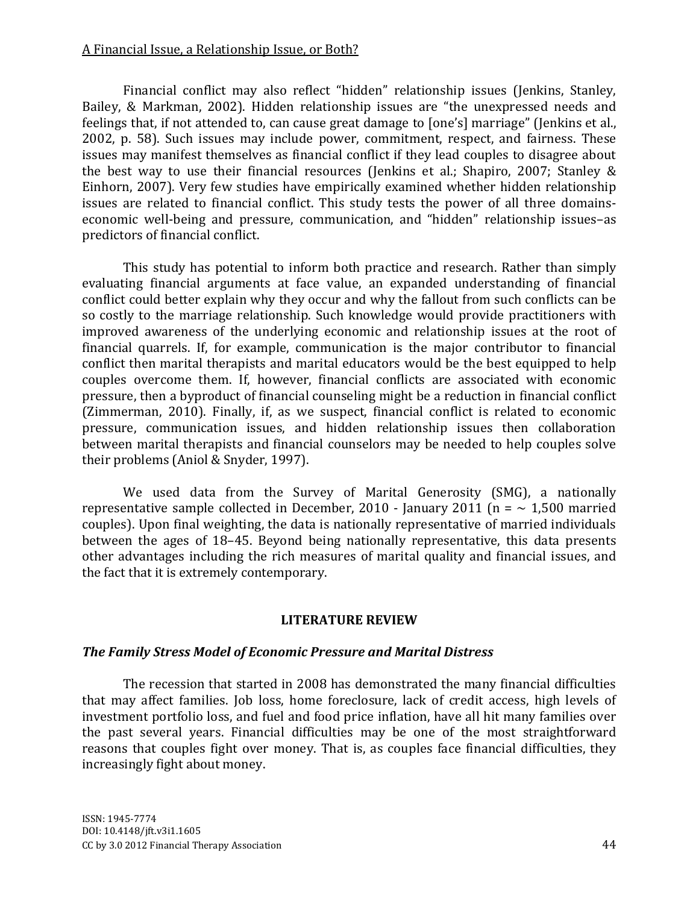Financial conflict may also reflect "hidden" relationship issues (Jenkins, Stanley, Bailey, & Markman, 2002). Hidden relationship issues are "the unexpressed needs and feelings that, if not attended to, can cause great damage to [one's] marriage" (Jenkins et al., 2002, p. 58). Such issues may include power, commitment, respect, and fairness. These issues may manifest themselves as financial conflict if they lead couples to disagree about the best way to use their financial resources (Jenkins et al.; Shapiro, 2007; Stanley & Einhorn, 2007). Very few studies have empirically examined whether hidden relationship issues are related to financial conflict. This study tests the power of all three domains-economic well-being and pressure, communication, and "hidden" relationship issues–as predictors of financial conflict.

This study has potential to inform both practice and research. Rather than simply evaluating financial arguments at face value, an expanded understanding of financial conflict could better explain why they occur and why the fallout from such conflicts can be so costly to the marriage relationship. Such knowledge would provide practitioners with improved awareness of the underlying economic and relationship issues at the root of financial quarrels. If, for example, communication is the major contributor to financial conflict then marital therapists and marital educators would be the best equipped to help couples overcome them. If, however, financial conflicts are associated with economic pressure, then a byproduct of financial counseling might be a reduction in financial conflict (Zimmerman, 2010). Finally, if, as we suspect, financial conflict is related to economic pressure, communication issues, and hidden relationship issues then collaboration between marital therapists and financial counselors may be needed to help couples solve their problems (Aniol & Snyder, 1997).

We used data from the Survey of Marital Generosity (SMG), a nationally representative sample collected in December, 2010 - January 2011 (n = ~ 1,500 married couples). Upon final weighting, the data is nationally representative of married individuals between the ages of 18–45. Beyond being nationally representative, this data presents other advantages including the rich measures of marital quality and financial issues, and the fact that it is extremely contemporary.

## LITERATURE REVIEW

### *The Family Stress Model of Economic Pressure and Marital Distress*

The recession that started in 2008 has demonstrated the many financial difficulties that may affect families. Job loss, home foreclosure, lack of credit access, high levels of investment portfolio loss, and fuel and food price inflation, have all hit many families over the past several years. Financial difficulties may be one of the most straightforward reasons that couples fight over money. That is, as couples face financial difficulties, they increasingly fight about money.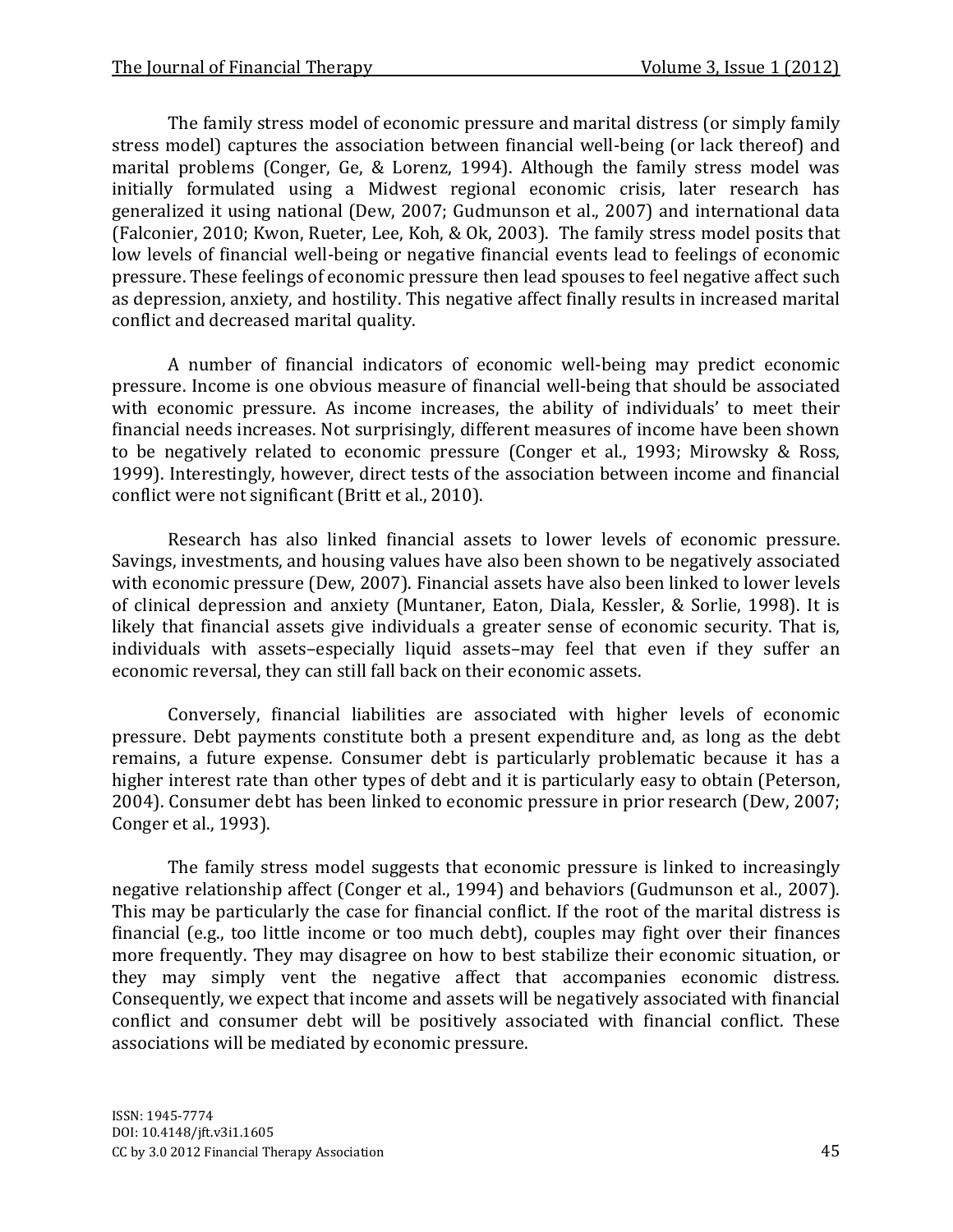The family stress model of economic pressure and marital distress (or simply family stress model) captures the association between financial well-being (or lack thereof) and marital problems (Conger, Ge, & Lorenz, 1994). Although the family stress model was initially formulated using a Midwest regional economic crisis, later research has generalized it using national (Dew, 2007; Gudmunson et al., 2007) and international data (Falconier, 2010; Kwon, Rueter, Lee, Koh, & Ok, 2003). The family stress model posits that low levels of financial well-being or negative financial events lead to feelings of economic pressure. These feelings of economic pressure then lead spouses to feel negative affect such as depression, anxiety, and hostility. This negative affect finally results in increased marital conflict and decreased marital quality.

A number of financial indicators of economic well-being may predict economic pressure. Income is one obvious measure of financial well-being that should be associated with economic pressure. As income increases, the ability of individuals' to meet their financial needs increases. Not surprisingly, different measures of income have been shown to be negatively related to economic pressure (Conger et al., 1993; Mirowsky & Ross, 1999). Interestingly, however, direct tests of the association between income and financial conflict were not significant (Britt et al., 2010).

Research has also linked financial assets to lower levels of economic pressure. Savings, investments, and housing values have also been shown to be negatively associated with economic pressure (Dew, 2007). Financial assets have also been linked to lower levels of clinical depression and anxiety (Muntaner, Eaton, Diala, Kessler, & Sorlie, 1998). It is likely that financial assets give individuals a greater sense of economic security. That is, individuals with assets–especially liquid assets–may feel that even if they suffer an economic reversal, they can still fall back on their economic assets.

Conversely, financial liabilities are associated with higher levels of economic pressure. Debt payments constitute both a present expenditure and, as long as the debt remains, a future expense. Consumer debt is particularly problematic because it has a higher interest rate than other types of debt and it is particularly easy to obtain (Peterson, 2004). Consumer debt has been linked to economic pressure in prior research (Dew, 2007; Conger et al., 1993).

The family stress model suggests that economic pressure is linked to increasingly negative relationship affect (Conger et al., 1994) and behaviors (Gudmunson et al., 2007). This may be particularly the case for financial conflict. If the root of the marital distress is financial (e.g., too little income or too much debt), couples may fight over their finances more frequently. They may disagree on how to best stabilize their economic situation, or they may simply vent the negative affect that accompanies economic distress. Consequently, we expect that income and assets will be negatively associated with financial conflict and consumer debt will be positively associated with financial conflict. These associations will be mediated by economic pressure.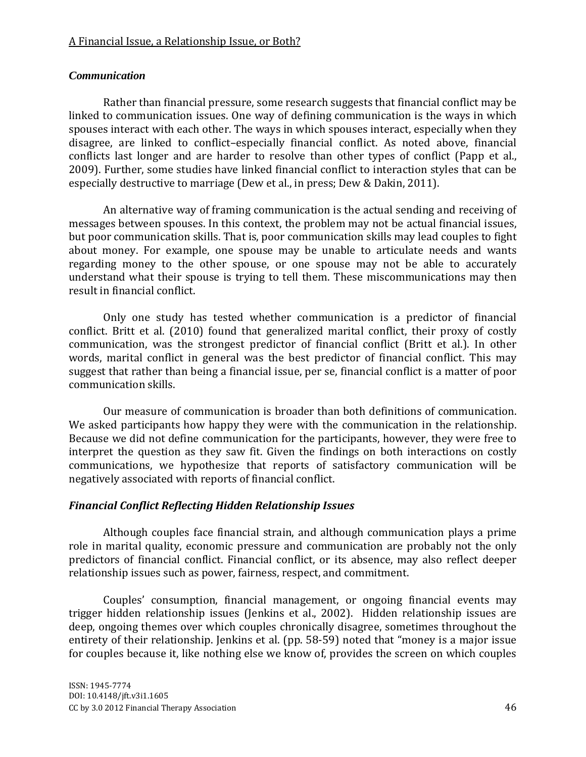### *Communication*

Rather than financial pressure, some research suggests that financial conflict may be linked to communication issues. One way of defining communication is the ways in which spouses interact with each other. The ways in which spouses interact, especially when they disagree, are linked to conflict–especially financial conflict. As noted above, financial conflicts last longer and are harder to resolve than other types of conflict (Papp et al., 2009). Further, some studies have linked financial conflict to interaction styles that can be especially destructive to marriage (Dew et al., in press; Dew & Dakin, 2011).

An alternative way of framing communication is the actual sending and receiving of messages between spouses. In this context, the problem may not be actual financial issues, but poor communication skills. That is, poor communication skills may lead couples to fight about money. For example, one spouse may be unable to articulate needs and wants regarding money to the other spouse, or one spouse may not be able to accurately understand what their spouse is trying to tell them. These miscommunications may then result in financial conflict.

Only one study has tested whether communication is a predictor of financial conflict. Britt et al. (2010) found that generalized marital conflict, their proxy of costly communication, was the strongest predictor of financial conflict (Britt et al.). In other words, marital conflict in general was the best predictor of financial conflict. This may suggest that rather than being a financial issue, per se, financial conflict is a matter of poor communication skills.

Our measure of communication is broader than both definitions of communication. We asked participants how happy they were with the communication in the relationship. Because we did not define communication for the participants, however, they were free to interpret the question as they saw fit. Given the findings on both interactions on costly communications, we hypothesize that reports of satisfactory communication will be negatively associated with reports of financial conflict.

### *Financial Conflict Reflecting Hidden Relationship Issues*

Although couples face financial strain, and although communication plays a prime role in marital quality, economic pressure and communication are probably not the only predictors of financial conflict. Financial conflict, or its absence, may also reflect deeper relationship issues such as power, fairness, respect, and commitment.

Couples' consumption, financial management, or ongoing financial events may trigger hidden relationship issues (Jenkins et al., 2002). Hidden relationship issues are deep, ongoing themes over which couples chronically disagree, sometimes throughout the entirety of their relationship. Jenkins et al. (pp. 58-59) noted that "money is a major issue for couples because it, like nothing else we know of, provides the screen on which couples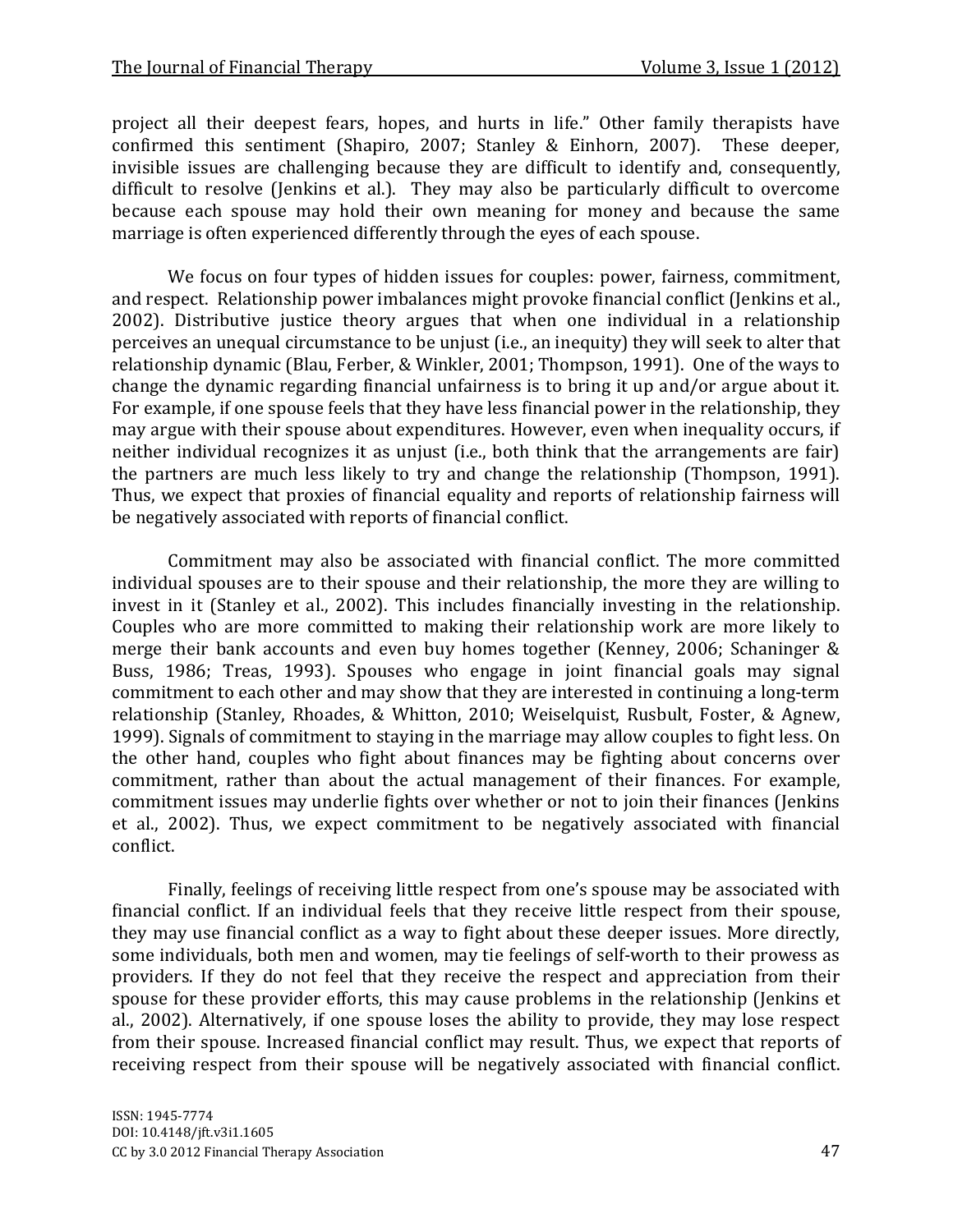project all their deepest fears, hopes, and hurts in life." Other family therapists have confirmed this sentiment (Shapiro, 2007; Stanley & Einhorn, 2007). These deeper, invisible issues are challenging because they are difficult to identify and, consequently, difficult to resolve (Jenkins et al.). They may also be particularly difficult to overcome because each spouse may hold their own meaning for money and because the same marriage is often experienced differently through the eyes of each spouse.

We focus on four types of hidden issues for couples: power, fairness, commitment, and respect. Relationship power imbalances might provoke financial conflict (Jenkins et al., 2002). Distributive justice theory argues that when one individual in a relationship perceives an unequal circumstance to be unjust (i.e., an inequity) they will seek to alter that relationship dynamic (Blau, Ferber, & Winkler, 2001; Thompson, 1991). One of the ways to change the dynamic regarding financial unfairness is to bring it up and/or argue about it. For example, if one spouse feels that they have less financial power in the relationship, they may argue with their spouse about expenditures. However, even when inequality occurs, if neither individual recognizes it as unjust (i.e., both think that the arrangements are fair) the partners are much less likely to try and change the relationship (Thompson, 1991). Thus, we expect that proxies of financial equality and reports of relationship fairness will be negatively associated with reports of financial conflict.

Commitment may also be associated with financial conflict. The more committed individual spouses are to their spouse and their relationship, the more they are willing to invest in it (Stanley et al., 2002). This includes financially investing in the relationship. Couples who are more committed to making their relationship work are more likely to merge their bank accounts and even buy homes together (Kenney, 2006; Schaninger & Buss, 1986; Treas, 1993). Spouses who engage in joint financial goals may signal commitment to each other and may show that they are interested in continuing a long-term relationship (Stanley, Rhoades, & Whitton, 2010; Weiselquist, Rusbult, Foster, & Agnew, 1999). Signals of commitment to staying in the marriage may allow couples to fight less. On the other hand, couples who fight about finances may be fighting about concerns over commitment, rather than about the actual management of their finances. For example, commitment issues may underlie fights over whether or not to join their finances (Jenkins et al., 2002). Thus, we expect commitment to be negatively associated with financial conflict.

Finally, feelings of receiving little respect from one's spouse may be associated with financial conflict. If an individual feels that they receive little respect from their spouse, they may use financial conflict as a way to fight about these deeper issues. More directly, some individuals, both men and women, may tie feelings of self-worth to their prowess as providers. If they do not feel that they receive the respect and appreciation from their spouse for these provider efforts, this may cause problems in the relationship (Jenkins et al., 2002). Alternatively, if one spouse loses the ability to provide, they may lose respect from their spouse. Increased financial conflict may result. Thus, we expect that reports of receiving respect from their spouse will be negatively associated with financial conflict.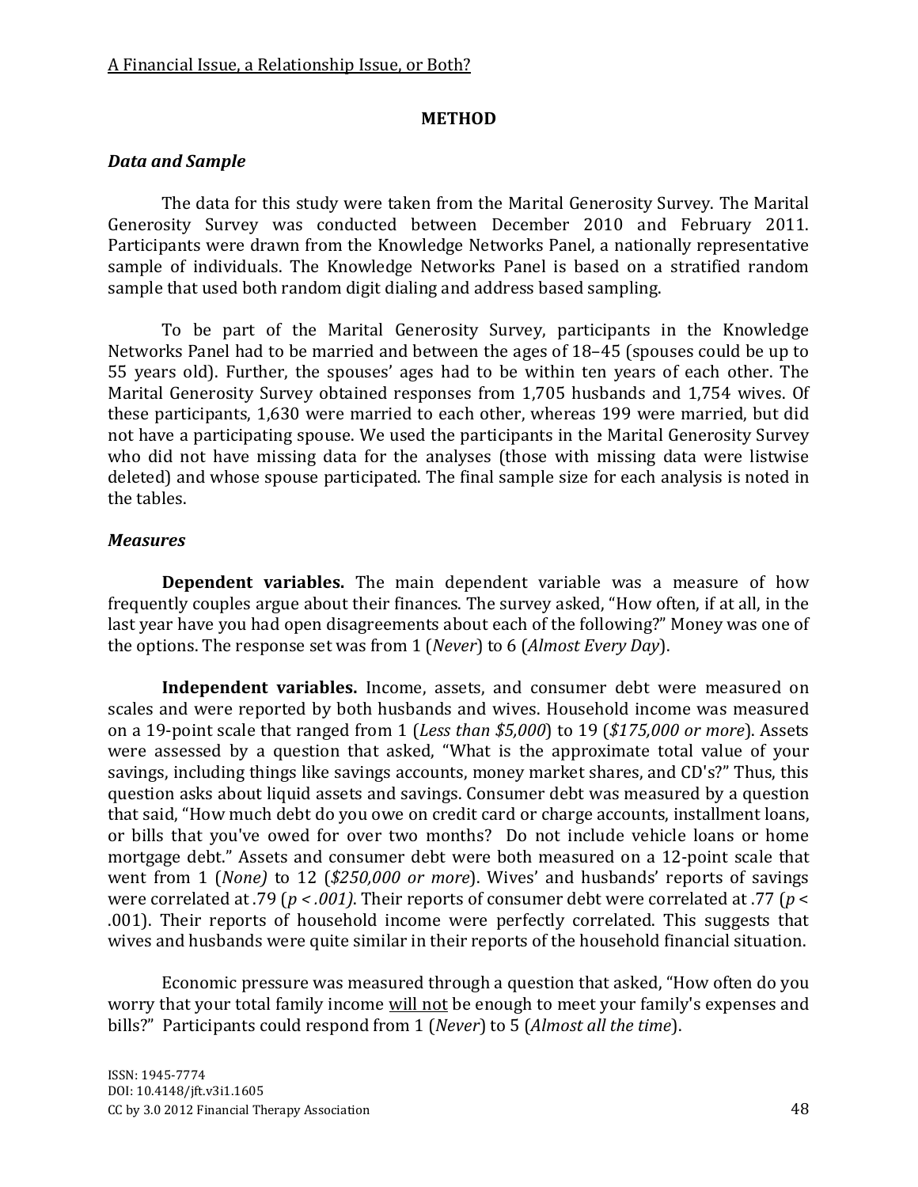## METHOD

### *Data and Sample*

The data for this study were taken from the Marital Generosity Survey. The Marital Generosity Survey was conducted between December 2010 and February 2011. Participants were drawn from the Knowledge Networks Panel, a nationally representative sample of individuals. The Knowledge Networks Panel is based on a stratified random sample that used both random digit dialing and address based sampling.

To be part of the Marital Generosity Survey, participants in the Knowledge Networks Panel had to be married and between the ages of 18–45 (spouses could be up to 55 years old). Further, the spouses' ages had to be within ten years of each other. The Marital Generosity Survey obtained responses from 1,705 husbands and 1,754 wives. Of these participants, 1,630 were married to each other, whereas 199 were married, but did not have a participating spouse. We used the participants in the Marital Generosity Survey who did not have missing data for the analyses (those with missing data were listwise deleted) and whose spouse participated. The final sample size for each analysis is noted in the tables.

### *Measures*

**Dependent variables.** The main dependent variable was a measure of how frequently couples argue about their finances. The survey asked, "How often, if at all, in the last year have you had open disagreements about each of the following?" Money was one of the options. The response set was from 1 (*Never*) to 6 (*Almost Every Day*).

**Independent variables.** Income, assets, and consumer debt were measured on scales and were reported by both husbands and wives. Household income was measured on a 19-point scale that ranged from 1 (*Less than $5,000*) to 19 (*$175,000 or more*). Assets were assessed by a question that asked, "What is the approximate total value of your savings, including things like savings accounts, money market shares, and CD's?" Thus, this question asks about liquid assets and savings. Consumer debt was measured by a question that said, "How much debt do you owe on credit card or charge accounts, installment loans, or bills that you've owed for over two months? Do not include vehicle loans or home mortgage debt." Assets and consumer debt were both measured on a 12-point scale that went from 1 (*None)* to 12 (*$250,000 or more*). Wives' and husbands' reports of savings were correlated at .79 ($p < .001$). Their reports of consumer debt were correlated at .77 ($p < .001$). Their reports of household income were perfectly correlated. This suggests that wives and husbands were quite similar in their reports of the household financial situation.

Economic pressure was measured through a question that asked, "How often do you worry that your total family income will not be enough to meet your family's expenses and bills?" Participants could respond from 1 (*Never*) to 5 (*Almost all the time*).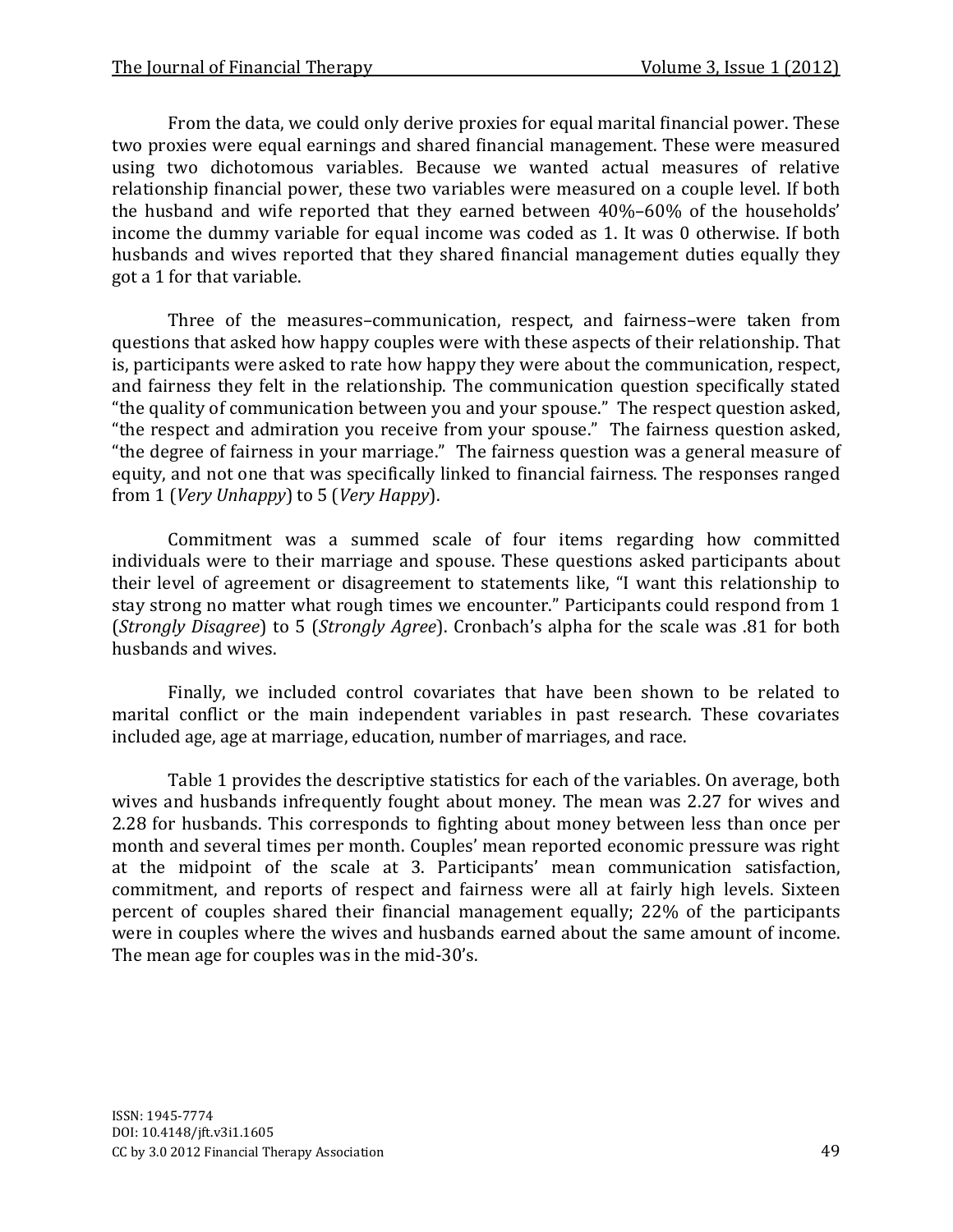From the data, we could only derive proxies for equal marital financial power. These two proxies were equal earnings and shared financial management. These were measured using two dichotomous variables. Because we wanted actual measures of relative relationship financial power, these two variables were measured on a couple level. If both the husband and wife reported that they earned between 40%–60% of the households' income the dummy variable for equal income was coded as 1. It was 0 otherwise. If both husbands and wives reported that they shared financial management duties equally they got a 1 for that variable.

Three of the measures–communication, respect, and fairness–were taken from questions that asked how happy couples were with these aspects of their relationship. That is, participants were asked to rate how happy they were about the communication, respect, and fairness they felt in the relationship. The communication question specifically stated "the quality of communication between you and your spouse." The respect question asked, "the respect and admiration you receive from your spouse." The fairness question asked, "the degree of fairness in your marriage." The fairness question was a general measure of equity, and not one that was specifically linked to financial fairness. The responses ranged from 1 (*Very Unhappy*) to 5 (*Very Happy*).

Commitment was a summed scale of four items regarding how committed individuals were to their marriage and spouse. These questions asked participants about their level of agreement or disagreement to statements like, "I want this relationship to stay strong no matter what rough times we encounter." Participants could respond from 1 (*Strongly Disagree*) to 5 (*Strongly Agree*). Cronbach's alpha for the scale was .81 for both husbands and wives.

Finally, we included control covariates that have been shown to be related to marital conflict or the main independent variables in past research. These covariates included age, age at marriage, education, number of marriages, and race.

Table 1 provides the descriptive statistics for each of the variables. On average, both wives and husbands infrequently fought about money. The mean was 2.27 for wives and 2.28 for husbands. This corresponds to fighting about money between less than once per month and several times per month. Couples' mean reported economic pressure was right at the midpoint of the scale at 3. Participants' mean communication satisfaction, commitment, and reports of respect and fairness were all at fairly high levels. Sixteen percent of couples shared their financial management equally; 22% of the participants were in couples where the wives and husbands earned about the same amount of income. The mean age for couples was in the mid-30's.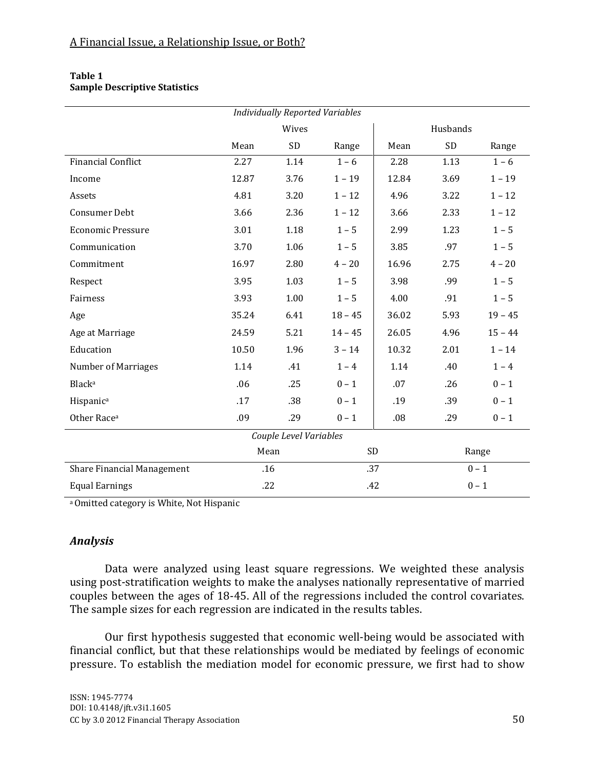**Table 1**
**Sample Descriptive Statistics**

| | *Individually Reported Variables* | | | | | |
|---|---|---|---|---|---|---|
| | Wives | | | Husbands | | |
| | Mean | SD | Range | Mean | SD | Range |
| Financial Conflict | 2.27 | 1.14 | 1 – 6 | 2.28 | 1.13 | 1 – 6 |
| Income | 12.87 | 3.76 | 1 – 19 | 12.84 | 3.69 | 1 – 19 |
| Assets | 4.81 | 3.20 | 1 – 12 | 4.96 | 3.22 | 1 – 12 |
| Consumer Debt | 3.66 | 2.36 | 1 – 12 | 3.66 | 2.33 | 1 – 12 |
| Economic Pressure | 3.01 | 1.18 | 1 – 5 | 2.99 | 1.23 | 1 – 5 |
| Communication | 3.70 | 1.06 | 1 – 5 | 3.85 | .97 | 1 – 5 |
| Commitment | 16.97 | 2.80 | 4 – 20 | 16.96 | 2.75 | 4 – 20 |
| Respect | 3.95 | 1.03 | 1 – 5 | 3.98 | .99 | 1 – 5 |
| Fairness | 3.93 | 1.00 | 1 – 5 | 4.00 | .91 | 1 – 5 |
| Age | 35.24 | 6.41 | 18 – 45 | 36.02 | 5.93 | 19 – 45 |
| Age at Marriage | 24.59 | 5.21 | 14 – 45 | 26.05 | 4.96 | 15 – 44 |
| Education | 10.50 | 1.96 | 3 – 14 | 10.32 | 2.01 | 1 – 14 |
| Number of Marriages | 1.14 | .41 | 1 – 4 | 1.14 | .40 | 1 – 4 |
| Black[a] | .06 | .25 | 0 – 1 | .07 | .26 | 0 – 1 |
| Hispanic[a] | .17 | .38 | 0 – 1 | .19 | .39 | 0 – 1 |
| Other Race[a] | .09 | .29 | 0 – 1 | .08 | .29 | 0 – 1 |

| | *Couple Level Variables* | | |
|---|---|---|---|
| | Mean | SD | Range |
| Share Financial Management | .16 | .37 | 0 – 1 |
| Equal Earnings | .22 | .42 | 0 – 1 |

[a] Omitted category is White, Not Hispanic

### *Analysis*

Data were analyzed using least square regressions. We weighted these analysis using post-stratification weights to make the analyses nationally representative of married couples between the ages of 18-45. All of the regressions included the control covariates. The sample sizes for each regression are indicated in the results tables.

Our first hypothesis suggested that economic well-being would be associated with financial conflict, but that these relationships would be mediated by feelings of economic pressure. To establish the mediation model for economic pressure, we first had to show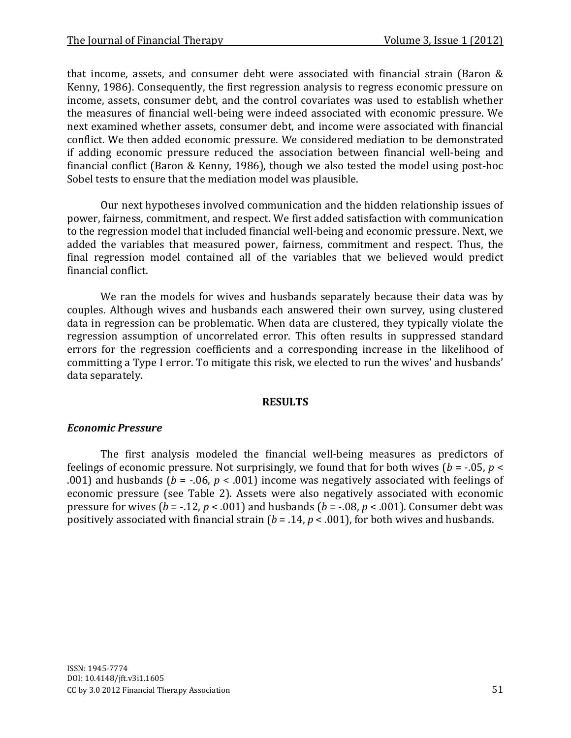that income, assets, and consumer debt were associated with financial strain (Baron & Kenny, 1986). Consequently, the first regression analysis to regress economic pressure on income, assets, consumer debt, and the control covariates was used to establish whether the measures of financial well-being were indeed associated with economic pressure. We next examined whether assets, consumer debt, and income were associated with financial conflict. We then added economic pressure. We considered mediation to be demonstrated if adding economic pressure reduced the association between financial well-being and financial conflict (Baron & Kenny, 1986), though we also tested the model using post-hoc Sobel tests to ensure that the mediation model was plausible.

Our next hypotheses involved communication and the hidden relationship issues of power, fairness, commitment, and respect. We first added satisfaction with communication to the regression model that included financial well-being and economic pressure. Next, we added the variables that measured power, fairness, commitment and respect. Thus, the final regression model contained all of the variables that we believed would predict financial conflict.

We ran the models for wives and husbands separately because their data was by couples. Although wives and husbands each answered their own survey, using clustered data in regression can be problematic. When data are clustered, they typically violate the regression assumption of uncorrelated error. This often results in suppressed standard errors for the regression coefficients and a corresponding increase in the likelihood of committing a Type I error. To mitigate this risk, we elected to run the wives' and husbands' data separately.

## RESULTS

### *Economic Pressure*

The first analysis modeled the financial well-being measures as predictors of feelings of economic pressure. Not surprisingly, we found that for both wives ($b$ = -.05, $p$ < .001) and husbands ($b$ = -.06, $p$ < .001) income was negatively associated with feelings of economic pressure (see Table 2). Assets were also negatively associated with economic pressure for wives ($b$ = -.12, $p$ < .001) and husbands ($b$ = -.08, $p$ < .001). Consumer debt was positively associated with financial strain ($b$ = .14, $p$ < .001), for both wives and husbands.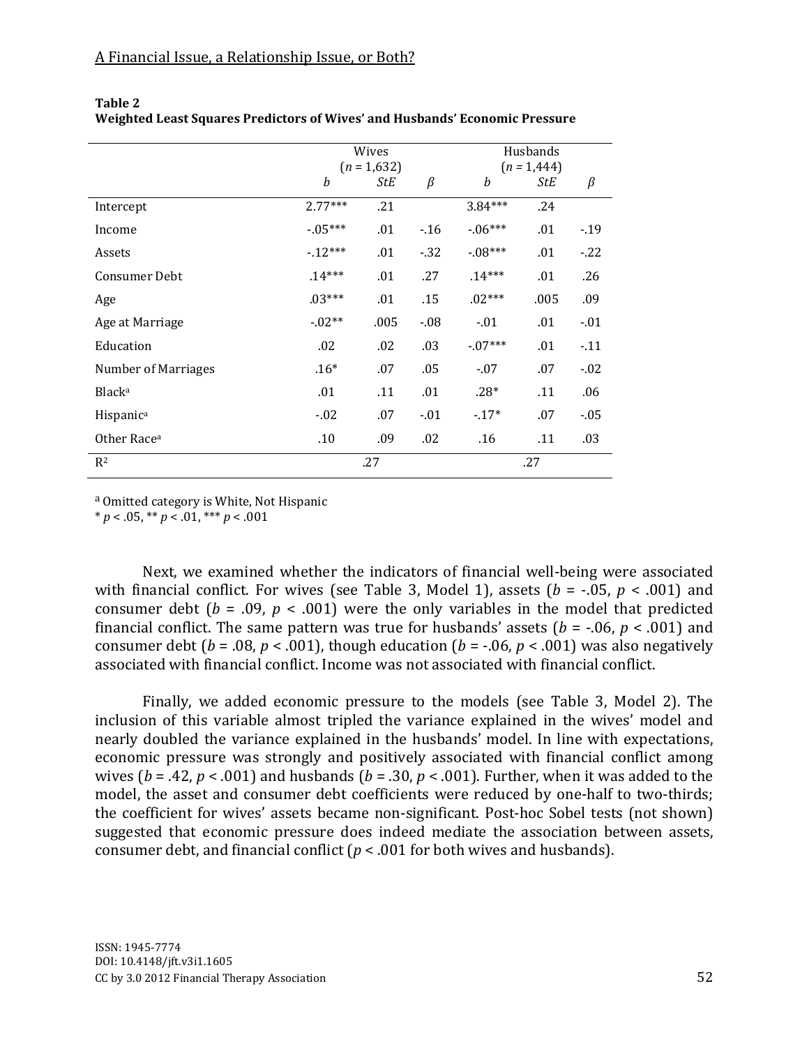**Table 2**
**Weighted Least Squares Predictors of Wives' and Husbands' Economic Pressure**

| | Wives ($n$ = 1,632) | | | Husbands ($n$ = 1,444) | | |
|---|---|---|---|---|---|---|
| | *b* | *StE* | *β* | *b* | *StE* | *β* |
| Intercept | 2.77*** | .21 | | 3.84*** | .24 | |
| Income | -.05*** | .01 | -.16 | -.06*** | .01 | -.19 |
| Assets | -.12*** | .01 | -.32 | -.08*** | .01 | -.22 |
| Consumer Debt | .14*** | .01 | .27 | .14*** | .01 | .26 |
| Age | .03*** | .01 | .15 | .02*** | .005 | .09 |
| Age at Marriage | -.02** | .005 | -.08 | -.01 | .01 | -.01 |
| Education | .02 | .02 | .03 | -.07*** | .01 | -.11 |
| Number of Marriages | .16* | .07 | .05 | -.07 | .07 | -.02 |
| Black[a] | .01 | .11 | .01 | .28* | .11 | .06 |
| Hispanic[a] | -.02 | .07 | -.01 | -.17* | .07 | -.05 |
| Other Race[a] | .10 | .09 | .02 | .16 | .11 | .03 |
| $R^2$ | | .27 | | | .27 | |

[a] Omitted category is White, Not Hispanic
* $p < .05$, ** $p < .01$, *** $p < .001$

Next, we examined whether the indicators of financial well-being were associated with financial conflict. For wives (see Table 3, Model 1), assets ($b$ = -.05, $p < .001$) and consumer debt ($b$ = .09, $p < .001$) were the only variables in the model that predicted financial conflict. The same pattern was true for husbands' assets ($b$ = -.06, $p < .001$) and consumer debt ($b$ = .08, $p < .001$), though education ($b$ = -.06, $p < .001$) was also negatively associated with financial conflict. Income was not associated with financial conflict.

Finally, we added economic pressure to the models (see Table 3, Model 2). The inclusion of this variable almost tripled the variance explained in the wives' model and nearly doubled the variance explained in the husbands' model. In line with expectations, economic pressure was strongly and positively associated with financial conflict among wives ($b$ = .42, $p < .001$) and husbands ($b$ = .30, $p < .001$). Further, when it was added to the model, the asset and consumer debt coefficients were reduced by one-half to two-thirds; the coefficient for wives' assets became non-significant. Post-hoc Sobel tests (not shown) suggested that economic pressure does indeed mediate the association between assets, consumer debt, and financial conflict ($p < .001$ for both wives and husbands).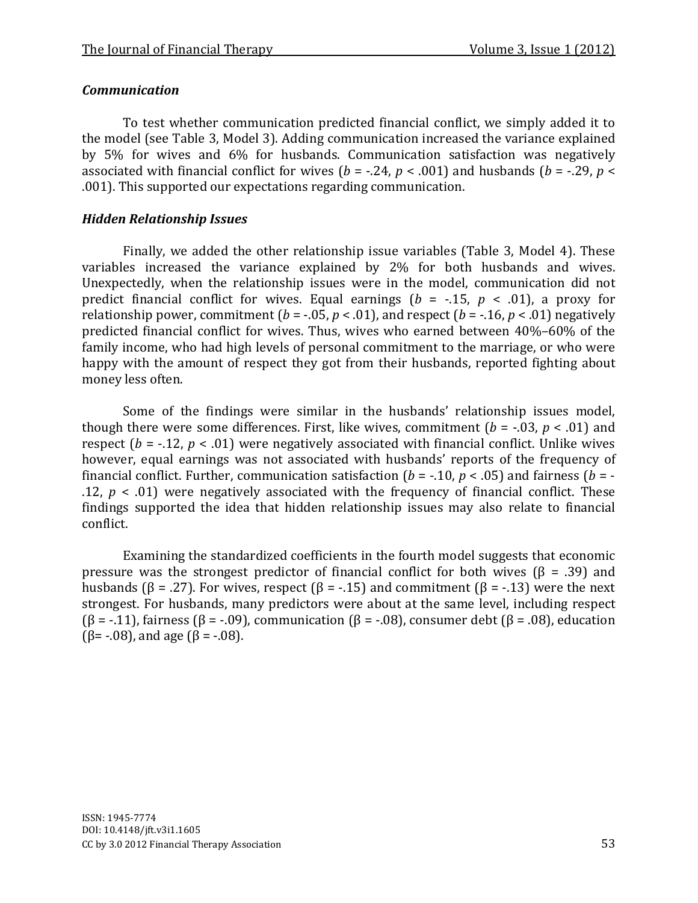### *Communication*

To test whether communication predicted financial conflict, we simply added it to the model (see Table 3, Model 3). Adding communication increased the variance explained by 5% for wives and 6% for husbands. Communication satisfaction was negatively associated with financial conflict for wives ($b$ = -.24, $p$ < .001) and husbands ($b$ = -.29, $p$ < .001). This supported our expectations regarding communication.

### *Hidden Relationship Issues*

Finally, we added the other relationship issue variables (Table 3, Model 4). These variables increased the variance explained by 2% for both husbands and wives. Unexpectedly, when the relationship issues were in the model, communication did not predict financial conflict for wives. Equal earnings ($b$ = -.15, $p$ < .01), a proxy for relationship power, commitment ($b$ = -.05, $p$ < .01), and respect ($b$ = -.16, $p$ < .01) negatively predicted financial conflict for wives. Thus, wives who earned between 40%–60% of the family income, who had high levels of personal commitment to the marriage, or who were happy with the amount of respect they got from their husbands, reported fighting about money less often.

Some of the findings were similar in the husbands' relationship issues model, though there were some differences. First, like wives, commitment ($b$ = -.03, $p$ < .01) and respect ($b$ = -.12, $p$ < .01) were negatively associated with financial conflict. Unlike wives however, equal earnings was not associated with husbands' reports of the frequency of financial conflict. Further, communication satisfaction ($b$ = -.10, $p$ < .05) and fairness ($b$ = -.12, $p$ < .01) were negatively associated with the frequency of financial conflict. These findings supported the idea that hidden relationship issues may also relate to financial conflict.

Examining the standardized coefficients in the fourth model suggests that economic pressure was the strongest predictor of financial conflict for both wives ($\beta$ = .39) and husbands ($\beta$ = .27). For wives, respect ($\beta$ = -.15) and commitment ($\beta$ = -.13) were the next strongest. For husbands, many predictors were about at the same level, including respect ($\beta$ = -.11), fairness ($\beta$ = -.09), communication ($\beta$ = -.08), consumer debt ($\beta$ = .08), education ($\beta$= -.08), and age ($\beta$ = -.08).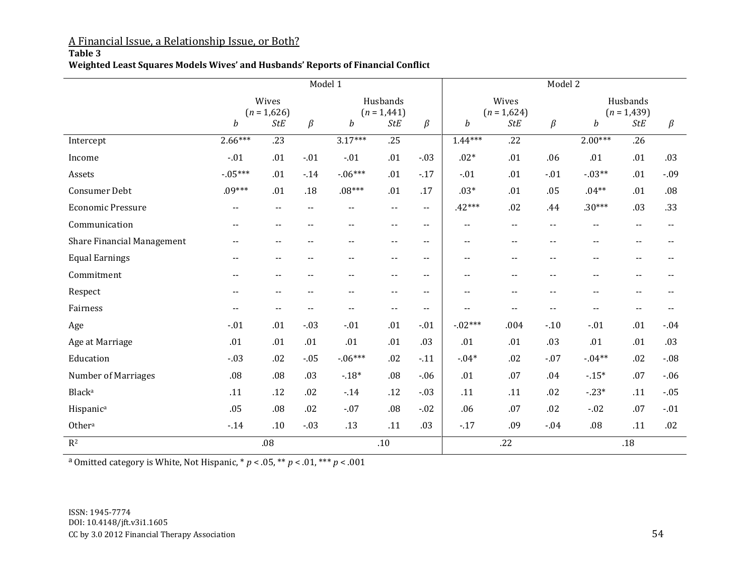A Financial Issue, a Relationship Issue, or Both?

**Table 3**
**Weighted Least Squares Models Wives' and Husbands' Reports of Financial Conflict**

| | Model 1 | | | | | | Model 2 | | | | | |
|---|---|---|---|---|---|---|---|---|---|---|---|---|
| | Wives ($n$ = 1,626) | | | Husbands ($n$ = 1,441) | | | Wives ($n$ = 1,624) | | | Husbands ($n$ = 1,439) | | |
| | *b* | *StE* | *β* | *b* | *StE* | *β* | *b* | *StE* | *β* | *b* | *StE* | *β* |
| Intercept | 2.66*** | .23 | | 3.17*** | .25 | | 1.44*** | .22 | | 2.00*** | .26 | |
| Income | -.01 | .01 | -.01 | -.01 | .01 | -.03 | .02* | .01 | .06 | .01 | .01 | .03 |
| Assets | -.05*** | .01 | -.14 | -.06*** | .01 | -.17 | -.01 | .01 | -.01 | -.03** | .01 | -.09 |
| Consumer Debt | .09*** | .01 | .18 | .08*** | .01 | .17 | .03* | .01 | .05 | .04** | .01 | .08 |
| Economic Pressure | -- | -- | -- | -- | -- | -- | .42*** | .02 | .44 | .30*** | .03 | .33 |
| Communication | -- | -- | -- | -- | -- | -- | -- | -- | -- | -- | -- | -- |
| Share Financial Management | -- | -- | -- | -- | -- | -- | -- | -- | -- | -- | -- | -- |
| Equal Earnings | -- | -- | -- | -- | -- | -- | -- | -- | -- | -- | -- | -- |
| Commitment | -- | -- | -- | -- | -- | -- | -- | -- | -- | -- | -- | -- |
| Respect | -- | -- | -- | -- | -- | -- | -- | -- | -- | -- | -- | -- |
| Fairness | -- | -- | -- | -- | -- | -- | -- | -- | -- | -- | -- | -- |
| Age | -.01 | .01 | -.03 | -.01 | .01 | -.01 | -.02*** | .004 | -.10 | -.01 | .01 | -.04 |
| Age at Marriage | .01 | .01 | .01 | .01 | .01 | .03 | .01 | .01 | .03 | .01 | .01 | .03 |
| Education | -.03 | .02 | -.05 | -.06*** | .02 | -.11 | -.04* | .02 | -.07 | -.04** | .02 | -.08 |
| Number of Marriages | .08 | .08 | .03 | -.18* | .08 | -.06 | .01 | .07 | .04 | -.15* | .07 | -.06 |
| Black[a] | .11 | .12 | .02 | -.14 | .12 | -.03 | .11 | .11 | .02 | -.23* | .11 | -.05 |
| Hispanic[a] | .05 | .08 | .02 | -.07 | .08 | -.02 | .06 | .07 | .02 | -.02 | .07 | -.01 |
| Other[a] | -.14 | .10 | -.03 | .13 | .11 | .03 | -.17 | .09 | -.04 | .08 | .11 | .02 |
| $R^2$ | | .08 | | | .10 | | | .22 | | | .18 | |

[a] Omitted category is White, Not Hispanic, * $p < .05$, ** $p < .01$, *** $p < .001$

ISSN: 1945-7774
DOI: 10.4148/jft.v3i1.1605
CC by 3.0 2012 Financial Therapy Association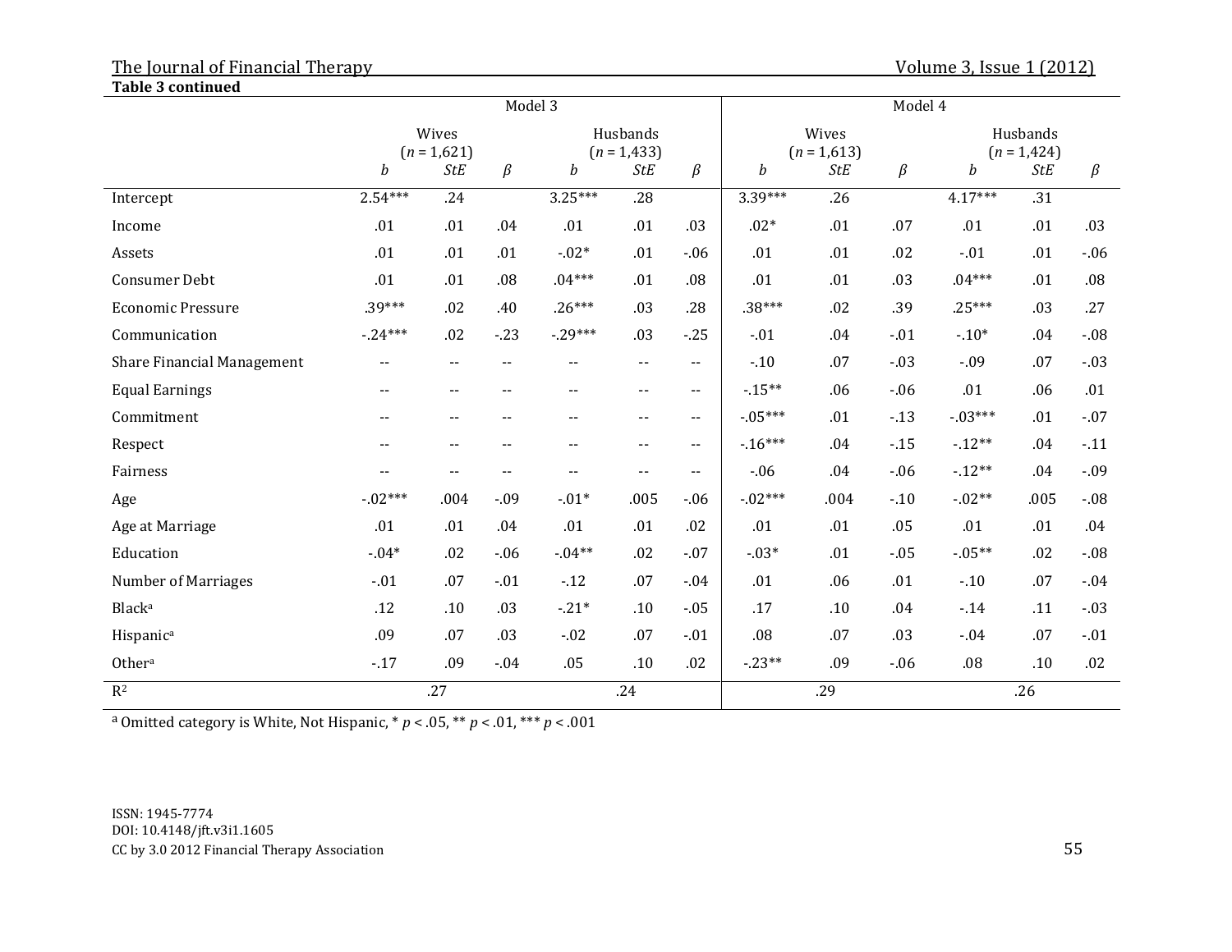**Table 3 continued**

| | Model 3 | | | | | | Model 4 | | | | | |
|---|---|---|---|---|---|---|---|---|---|---|---|---|
| | Wives ($n$ = 1,621) | | | Husbands ($n$ = 1,433) | | | Wives ($n$ = 1,613) | | | Husbands ($n$ = 1,424) | | |
| | *b* | *StE* | *β* | *b* | *StE* | *β* | *b* | *StE* | *β* | *b* | *StE* | *β* |
| Intercept | 2.54*** | .24 | | 3.25*** | .28 | | 3.39*** | .26 | | 4.17*** | .31 | |
| Income | .01 | .01 | .04 | .01 | .01 | .03 | .02* | .01 | .07 | .01 | .01 | .03 |
| Assets | .01 | .01 | .01 | -.02* | .01 | -.06 | .01 | .01 | .02 | -.01 | .01 | -.06 |
| Consumer Debt | .01 | .01 | .08 | .04*** | .01 | .08 | .01 | .01 | .03 | .04*** | .01 | .08 |
| Economic Pressure | .39*** | .02 | .40 | .26*** | .03 | .28 | .38*** | .02 | .39 | .25*** | .03 | .27 |
| Communication | -.24*** | .02 | -.23 | -.29*** | .03 | -.25 | -.01 | .04 | -.01 | -.10* | .04 | -.08 |
| Share Financial Management | -- | -- | -- | -- | -- | -- | -.10 | .07 | -.03 | -.09 | .07 | -.03 |
| Equal Earnings | -- | -- | -- | -- | -- | -- | -.15** | .06 | -.06 | .01 | .06 | .01 |
| Commitment | -- | -- | -- | -- | -- | -- | -.05*** | .01 | -.13 | -.03*** | .01 | -.07 |
| Respect | -- | -- | -- | -- | -- | -- | -.16*** | .04 | -.15 | -.12** | .04 | -.11 |
| Fairness | -- | -- | -- | -- | -- | -- | -.06 | .04 | -.06 | -.12** | .04 | -.09 |
| Age | -.02*** | .004 | -.09 | -.01* | .005 | -.06 | -.02*** | .004 | -.10 | -.02** | .005 | -.08 |
| Age at Marriage | .01 | .01 | .04 | .01 | .01 | .02 | .01 | .01 | .05 | .01 | .01 | .04 |
| Education | -.04* | .02 | -.06 | -.04** | .02 | -.07 | -.03* | .01 | -.05 | -.05** | .02 | -.08 |
| Number of Marriages | -.01 | .07 | -.01 | -.12 | .07 | -.04 | .01 | .06 | .01 | -.10 | .07 | -.04 |
| Black[a] | .12 | .10 | .03 | -.21* | .10 | -.05 | .17 | .10 | .04 | -.14 | .11 | -.03 |
| Hispanic[a] | .09 | .07 | .03 | -.02 | .07 | -.01 | .08 | .07 | .03 | -.04 | .07 | -.01 |
| Other[a] | -.17 | .09 | -.04 | .05 | .10 | .02 | -.23** | .09 | -.06 | .08 | .10 | .02 |
| $R^2$ | .27 | | | .24 | | | .29 | | | .26 | | |

[a] Omitted category is White, Not Hispanic, * $p < .05$, ** $p < .01$, *** $p < .001$

ISSN: 1945-7774
DOI: 10.4148/jft.v3i1.1605
CC by 3.0 2012 Financial Therapy Association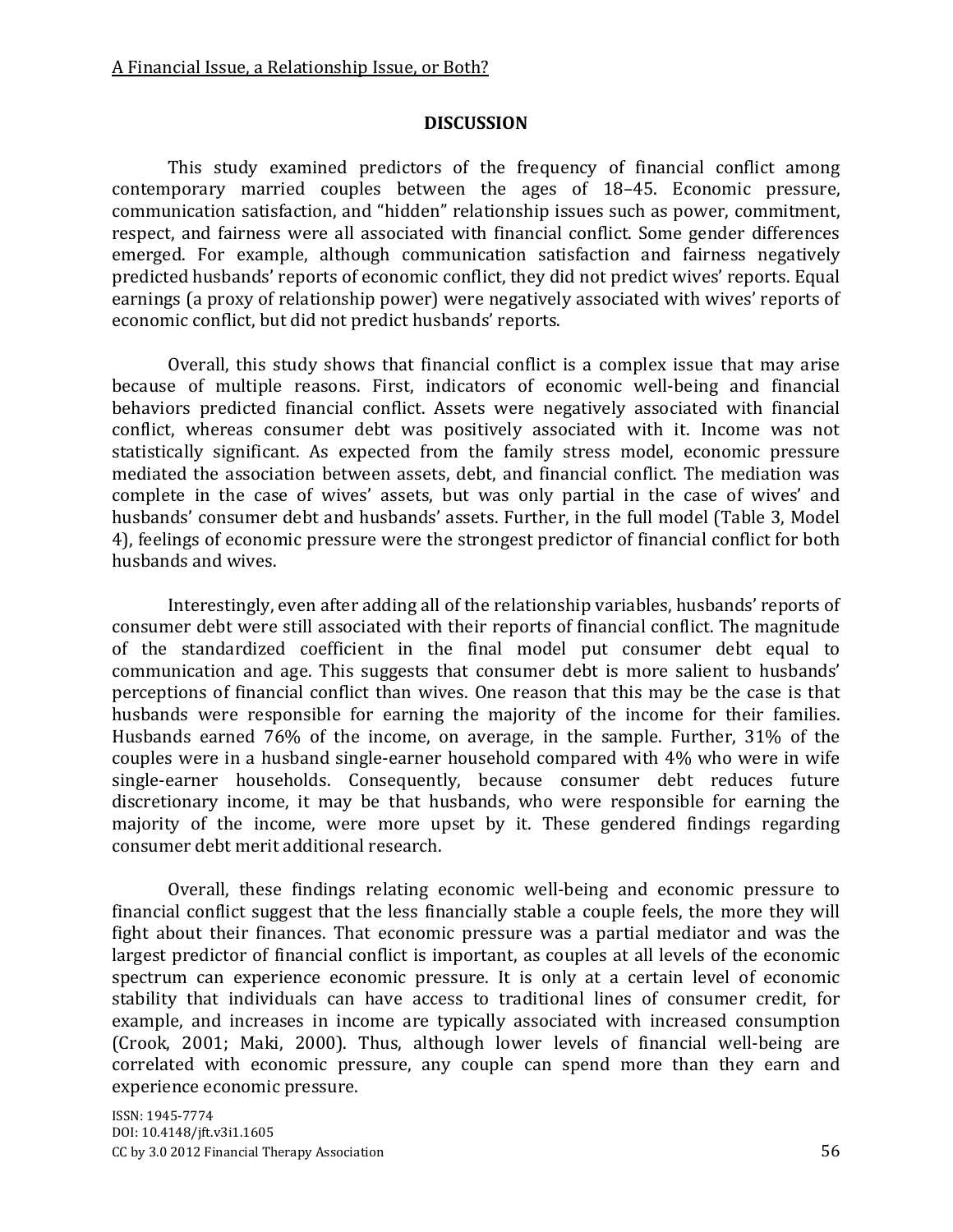## DISCUSSION

This study examined predictors of the frequency of financial conflict among contemporary married couples between the ages of 18–45. Economic pressure, communication satisfaction, and "hidden" relationship issues such as power, commitment, respect, and fairness were all associated with financial conflict. Some gender differences emerged. For example, although communication satisfaction and fairness negatively predicted husbands' reports of economic conflict, they did not predict wives' reports. Equal earnings (a proxy of relationship power) were negatively associated with wives' reports of economic conflict, but did not predict husbands' reports.

Overall, this study shows that financial conflict is a complex issue that may arise because of multiple reasons. First, indicators of economic well-being and financial behaviors predicted financial conflict. Assets were negatively associated with financial conflict, whereas consumer debt was positively associated with it. Income was not statistically significant. As expected from the family stress model, economic pressure mediated the association between assets, debt, and financial conflict. The mediation was complete in the case of wives' assets, but was only partial in the case of wives' and husbands' consumer debt and husbands' assets. Further, in the full model (Table 3, Model 4), feelings of economic pressure were the strongest predictor of financial conflict for both husbands and wives.

Interestingly, even after adding all of the relationship variables, husbands' reports of consumer debt were still associated with their reports of financial conflict. The magnitude of the standardized coefficient in the final model put consumer debt equal to communication and age. This suggests that consumer debt is more salient to husbands' perceptions of financial conflict than wives. One reason that this may be the case is that husbands were responsible for earning the majority of the income for their families. Husbands earned 76% of the income, on average, in the sample. Further, 31% of the couples were in a husband single-earner household compared with 4% who were in wife single-earner households. Consequently, because consumer debt reduces future discretionary income, it may be that husbands, who were responsible for earning the majority of the income, were more upset by it. These gendered findings regarding consumer debt merit additional research.

Overall, these findings relating economic well-being and economic pressure to financial conflict suggest that the less financially stable a couple feels, the more they will fight about their finances. That economic pressure was a partial mediator and was the largest predictor of financial conflict is important, as couples at all levels of the economic spectrum can experience economic pressure. It is only at a certain level of economic stability that individuals can have access to traditional lines of consumer credit, for example, and increases in income are typically associated with increased consumption (Crook, 2001; Maki, 2000). Thus, although lower levels of financial well-being are correlated with economic pressure, any couple can spend more than they earn and experience economic pressure.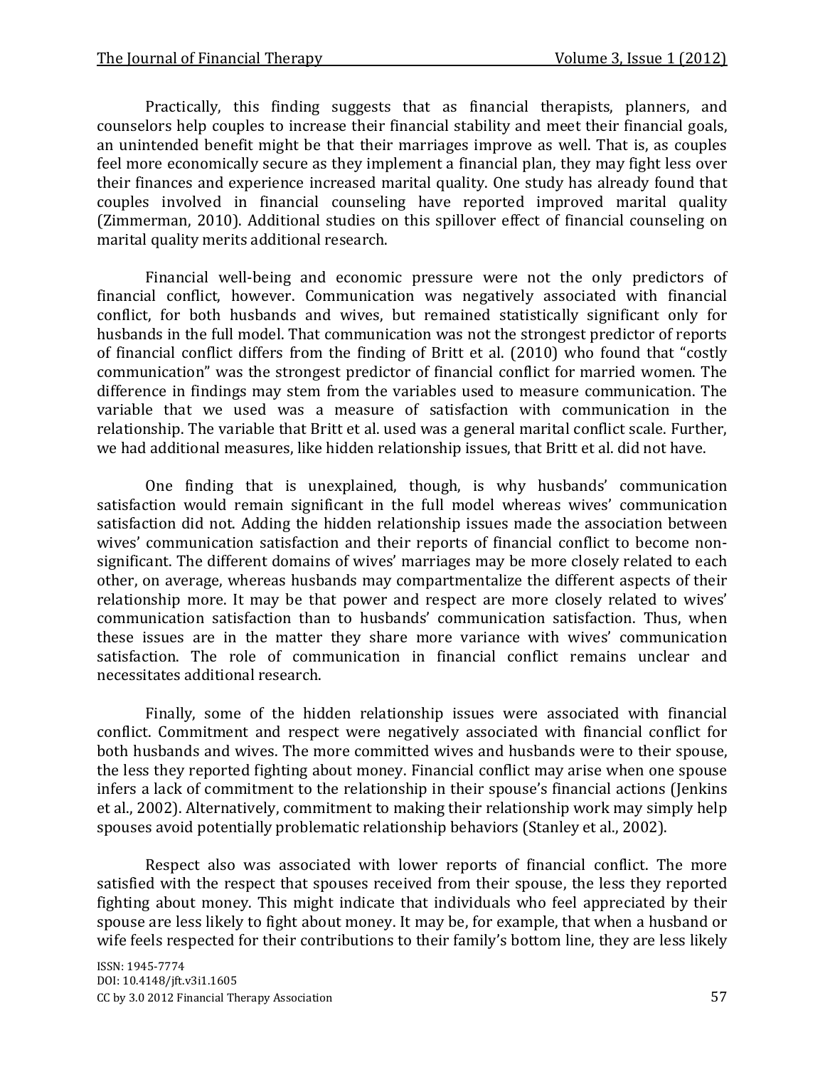Practically, this finding suggests that as financial therapists, planners, and counselors help couples to increase their financial stability and meet their financial goals, an unintended benefit might be that their marriages improve as well. That is, as couples feel more economically secure as they implement a financial plan, they may fight less over their finances and experience increased marital quality. One study has already found that couples involved in financial counseling have reported improved marital quality (Zimmerman, 2010). Additional studies on this spillover effect of financial counseling on marital quality merits additional research.

Financial well-being and economic pressure were not the only predictors of financial conflict, however. Communication was negatively associated with financial conflict, for both husbands and wives, but remained statistically significant only for husbands in the full model. That communication was not the strongest predictor of reports of financial conflict differs from the finding of Britt et al. (2010) who found that "costly communication" was the strongest predictor of financial conflict for married women. The difference in findings may stem from the variables used to measure communication. The variable that we used was a measure of satisfaction with communication in the relationship. The variable that Britt et al. used was a general marital conflict scale. Further, we had additional measures, like hidden relationship issues, that Britt et al. did not have.

One finding that is unexplained, though, is why husbands' communication satisfaction would remain significant in the full model whereas wives' communication satisfaction did not. Adding the hidden relationship issues made the association between wives' communication satisfaction and their reports of financial conflict to become non-significant. The different domains of wives' marriages may be more closely related to each other, on average, whereas husbands may compartmentalize the different aspects of their relationship more. It may be that power and respect are more closely related to wives' communication satisfaction than to husbands' communication satisfaction. Thus, when these issues are in the matter they share more variance with wives' communication satisfaction. The role of communication in financial conflict remains unclear and necessitates additional research.

Finally, some of the hidden relationship issues were associated with financial conflict. Commitment and respect were negatively associated with financial conflict for both husbands and wives. The more committed wives and husbands were to their spouse, the less they reported fighting about money. Financial conflict may arise when one spouse infers a lack of commitment to the relationship in their spouse's financial actions (Jenkins et al., 2002). Alternatively, commitment to making their relationship work may simply help spouses avoid potentially problematic relationship behaviors (Stanley et al., 2002).

Respect also was associated with lower reports of financial conflict. The more satisfied with the respect that spouses received from their spouse, the less they reported fighting about money. This might indicate that individuals who feel appreciated by their spouse are less likely to fight about money. It may be, for example, that when a husband or wife feels respected for their contributions to their family's bottom line, they are less likely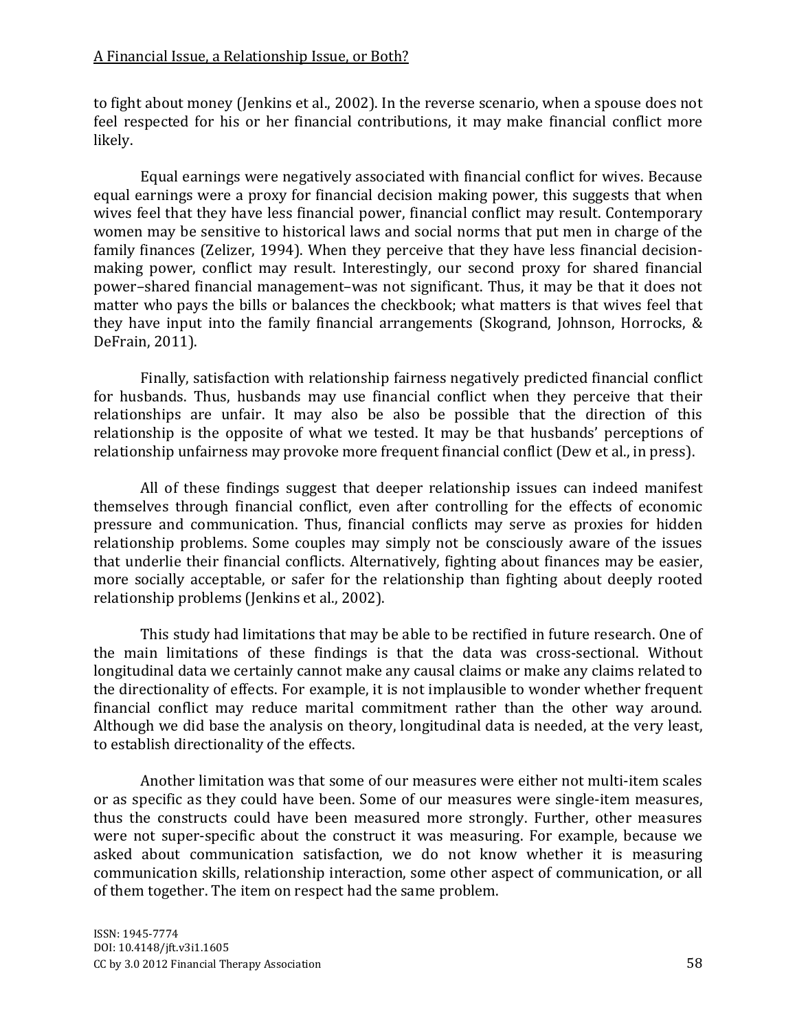to fight about money (Jenkins et al., 2002). In the reverse scenario, when a spouse does not feel respected for his or her financial contributions, it may make financial conflict more likely.

Equal earnings were negatively associated with financial conflict for wives. Because equal earnings were a proxy for financial decision making power, this suggests that when wives feel that they have less financial power, financial conflict may result. Contemporary women may be sensitive to historical laws and social norms that put men in charge of the family finances (Zelizer, 1994). When they perceive that they have less financial decision-making power, conflict may result. Interestingly, our second proxy for shared financial power–shared financial management–was not significant. Thus, it may be that it does not matter who pays the bills or balances the checkbook; what matters is that wives feel that they have input into the family financial arrangements (Skogrand, Johnson, Horrocks, & DeFrain, 2011).

Finally, satisfaction with relationship fairness negatively predicted financial conflict for husbands. Thus, husbands may use financial conflict when they perceive that their relationships are unfair. It may also be also be possible that the direction of this relationship is the opposite of what we tested. It may be that husbands' perceptions of relationship unfairness may provoke more frequent financial conflict (Dew et al., in press).

All of these findings suggest that deeper relationship issues can indeed manifest themselves through financial conflict, even after controlling for the effects of economic pressure and communication. Thus, financial conflicts may serve as proxies for hidden relationship problems. Some couples may simply not be consciously aware of the issues that underlie their financial conflicts. Alternatively, fighting about finances may be easier, more socially acceptable, or safer for the relationship than fighting about deeply rooted relationship problems (Jenkins et al., 2002).

This study had limitations that may be able to be rectified in future research. One of the main limitations of these findings is that the data was cross-sectional. Without longitudinal data we certainly cannot make any causal claims or make any claims related to the directionality of effects. For example, it is not implausible to wonder whether frequent financial conflict may reduce marital commitment rather than the other way around. Although we did base the analysis on theory, longitudinal data is needed, at the very least, to establish directionality of the effects.

Another limitation was that some of our measures were either not multi-item scales or as specific as they could have been. Some of our measures were single-item measures, thus the constructs could have been measured more strongly. Further, other measures were not super-specific about the construct it was measuring. For example, because we asked about communication satisfaction, we do not know whether it is measuring communication skills, relationship interaction, some other aspect of communication, or all of them together. The item on respect had the same problem.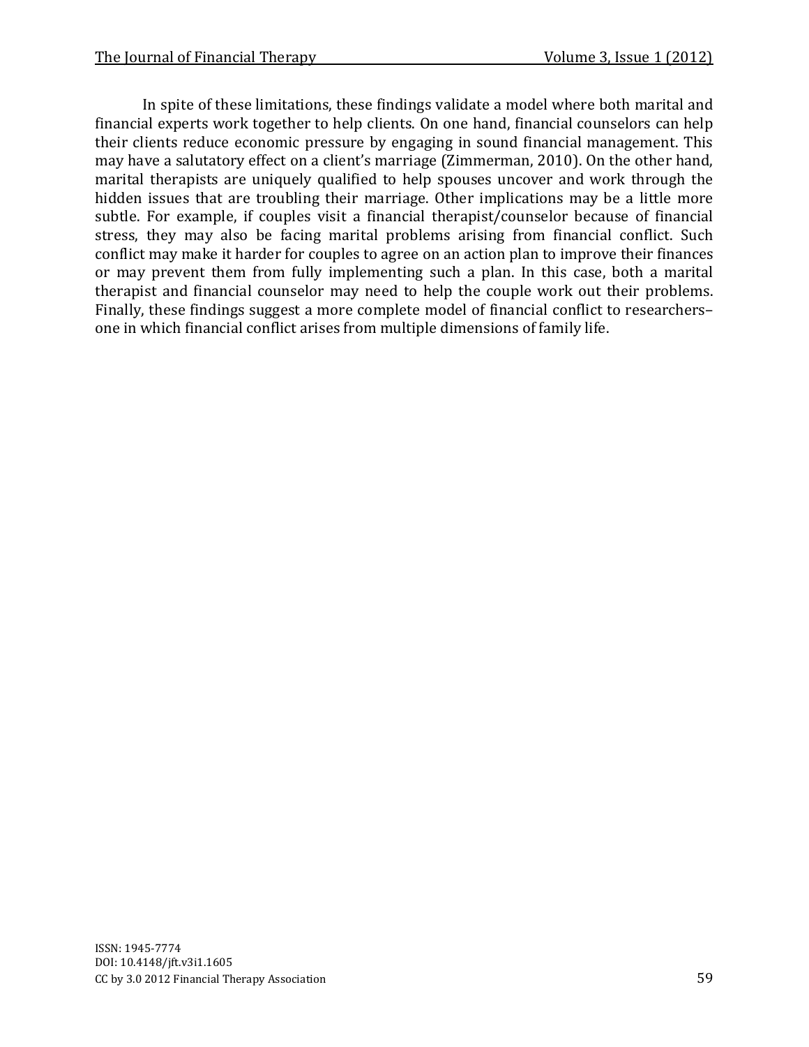In spite of these limitations, these findings validate a model where both marital and financial experts work together to help clients. On one hand, financial counselors can help their clients reduce economic pressure by engaging in sound financial management. This may have a salutatory effect on a client's marriage (Zimmerman, 2010). On the other hand, marital therapists are uniquely qualified to help spouses uncover and work through the hidden issues that are troubling their marriage. Other implications may be a little more subtle. For example, if couples visit a financial therapist/counselor because of financial stress, they may also be facing marital problems arising from financial conflict. Such conflict may make it harder for couples to agree on an action plan to improve their finances or may prevent them from fully implementing such a plan. In this case, both a marital therapist and financial counselor may need to help the couple work out their problems. Finally, these findings suggest a more complete model of financial conflict to researchers– one in which financial conflict arises from multiple dimensions of family life.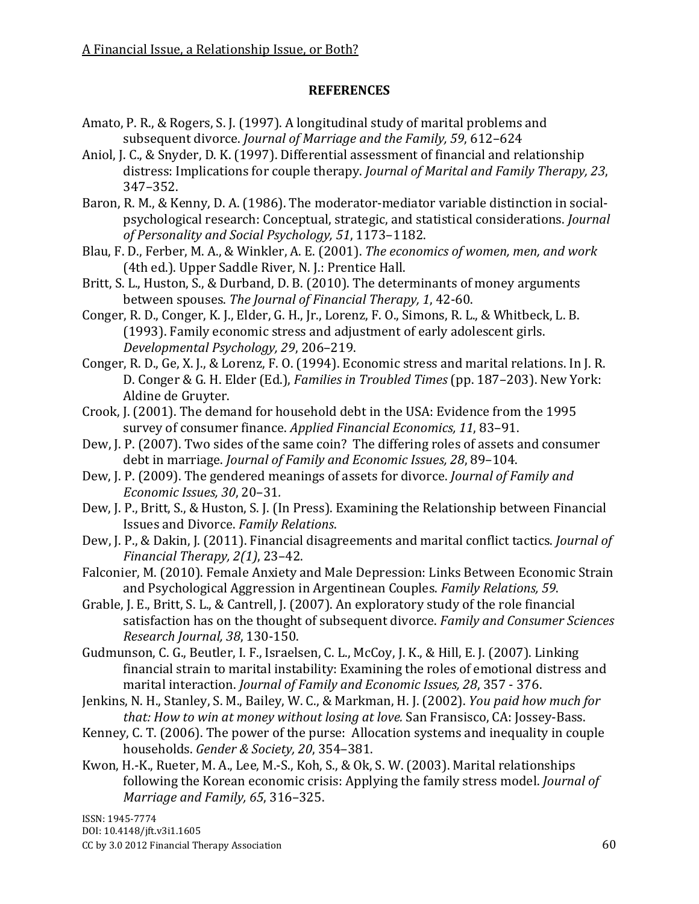## REFERENCES

Amato, P. R., & Rogers, S. J. (1997). A longitudinal study of marital problems and subsequent divorce. *Journal of Marriage and the Family, 59*, 612–624

Aniol, J. C., & Snyder, D. K. (1997). Differential assessment of financial and relationship distress: Implications for couple therapy. *Journal of Marital and Family Therapy, 23*, 347–352.

Baron, R. M., & Kenny, D. A. (1986). The moderator-mediator variable distinction in social-psychological research: Conceptual, strategic, and statistical considerations. *Journal of Personality and Social Psychology, 51*, 1173–1182.

Blau, F. D., Ferber, M. A., & Winkler, A. E. (2001). *The economics of women, men, and work* (4th ed.). Upper Saddle River, N. J.: Prentice Hall.

Britt, S. L., Huston, S., & Durband, D. B. (2010). The determinants of money arguments between spouses. *The Journal of Financial Therapy, 1*, 42-60.

Conger, R. D., Conger, K. J., Elder, G. H., Jr., Lorenz, F. O., Simons, R. L., & Whitbeck, L. B. (1993). Family economic stress and adjustment of early adolescent girls. *Developmental Psychology, 29*, 206–219.

Conger, R. D., Ge, X. J., & Lorenz, F. O. (1994). Economic stress and marital relations. In J. R. D. Conger & G. H. Elder (Ed.), *Families in Troubled Times* (pp. 187–203). New York: Aldine de Gruyter.

Crook, J. (2001). The demand for household debt in the USA: Evidence from the 1995 survey of consumer finance. *Applied Financial Economics, 11*, 83–91.

Dew, J. P. (2007). Two sides of the same coin? The differing roles of assets and consumer debt in marriage. *Journal of Family and Economic Issues, 28*, 89–104.

Dew, J. P. (2009). The gendered meanings of assets for divorce. *Journal of Family and Economic Issues, 30*, 20–31.

Dew, J. P., Britt, S., & Huston, S. J. (In Press). Examining the Relationship between Financial Issues and Divorce. *Family Relations*.

Dew, J. P., & Dakin, J. (2011). Financial disagreements and marital conflict tactics. *Journal of Financial Therapy, 2(1)*, 23–42.

Falconier, M. (2010). Female Anxiety and Male Depression: Links Between Economic Strain and Psychological Aggression in Argentinean Couples. *Family Relations, 59*.

Grable, J. E., Britt, S. L., & Cantrell, J. (2007). An exploratory study of the role financial satisfaction has on the thought of subsequent divorce. *Family and Consumer Sciences Research Journal, 38*, 130-150.

Gudmunson, C. G., Beutler, I. F., Israelsen, C. L., McCoy, J. K., & Hill, E. J. (2007). Linking financial strain to marital instability: Examining the roles of emotional distress and marital interaction. *Journal of Family and Economic Issues, 28*, 357 - 376.

Jenkins, N. H., Stanley, S. M., Bailey, W. C., & Markman, H. J. (2002). *You paid how much for that: How to win at money without losing at love.* San Fransisco, CA: Jossey-Bass.

Kenney, C. T. (2006). The power of the purse: Allocation systems and inequality in couple households. *Gender & Society, 20*, 354–381.

Kwon, H.-K., Rueter, M. A., Lee, M.-S., Koh, S., & Ok, S. W. (2003). Marital relationships following the Korean economic crisis: Applying the family stress model. *Journal of Marriage and Family, 65*, 316–325.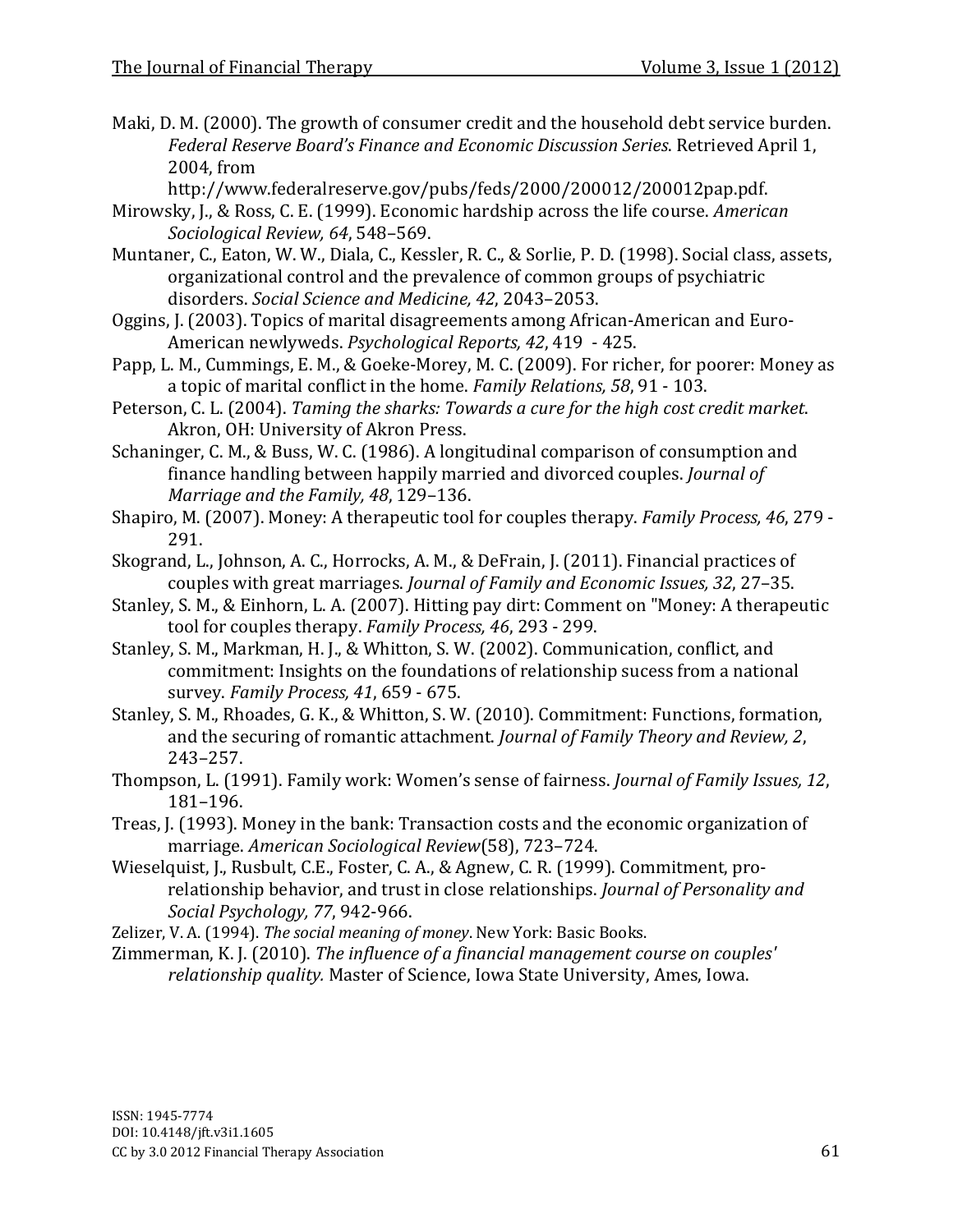Maki, D. M. (2000). The growth of consumer credit and the household debt service burden. *Federal Reserve Board's Finance and Economic Discussion Series*. Retrieved April 1, 2004, from http://www.federalreserve.gov/pubs/feds/2000/200012/200012pap.pdf.

Mirowsky, J., & Ross, C. E. (1999). Economic hardship across the life course. *American Sociological Review, 64*, 548–569.

Muntaner, C., Eaton, W. W., Diala, C., Kessler, R. C., & Sorlie, P. D. (1998). Social class, assets, organizational control and the prevalence of common groups of psychiatric disorders. *Social Science and Medicine, 42*, 2043–2053.

Oggins, J. (2003). Topics of marital disagreements among African-American and Euro-American newlyweds. *Psychological Reports, 42*, 419 - 425.

Papp, L. M., Cummings, E. M., & Goeke-Morey, M. C. (2009). For richer, for poorer: Money as a topic of marital conflict in the home. *Family Relations, 58*, 91 - 103.

Peterson, C. L. (2004). *Taming the sharks: Towards a cure for the high cost credit market*. Akron, OH: University of Akron Press.

Schaninger, C. M., & Buss, W. C. (1986). A longitudinal comparison of consumption and finance handling between happily married and divorced couples. *Journal of Marriage and the Family, 48*, 129–136.

Shapiro, M. (2007). Money: A therapeutic tool for couples therapy. *Family Process, 46*, 279 - 291.

Skogrand, L., Johnson, A. C., Horrocks, A. M., & DeFrain, J. (2011). Financial practices of couples with great marriages. *Journal of Family and Economic Issues, 32*, 27–35.

Stanley, S. M., & Einhorn, L. A. (2007). Hitting pay dirt: Comment on "Money: A therapeutic tool for couples therapy. *Family Process, 46*, 293 - 299.

Stanley, S. M., Markman, H. J., & Whitton, S. W. (2002). Communication, conflict, and commitment: Insights on the foundations of relationship sucess from a national survey. *Family Process, 41*, 659 - 675.

Stanley, S. M., Rhoades, G. K., & Whitton, S. W. (2010). Commitment: Functions, formation, and the securing of romantic attachment. *Journal of Family Theory and Review, 2*, 243–257.

Thompson, L. (1991). Family work: Women's sense of fairness. *Journal of Family Issues, 12*, 181–196.

Treas, J. (1993). Money in the bank: Transaction costs and the economic organization of marriage. *American Sociological Review*(58), 723–724.

Wieselquist, J., Rusbult, C.E., Foster, C. A., & Agnew, C. R. (1999). Commitment, pro-relationship behavior, and trust in close relationships. *Journal of Personality and Social Psychology, 77*, 942-966.

Zelizer, V. A. (1994). *The social meaning of money*. New York: Basic Books.

Zimmerman, K. J. (2010). *The influence of a financial management course on couples' relationship quality.* Master of Science, Iowa State University, Ames, Iowa.